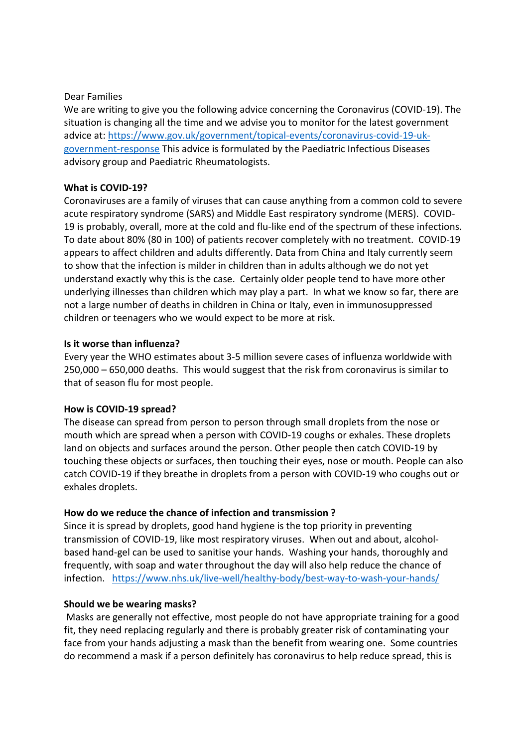Dear Families

We are writing to give you the following advice concerning the Coronavirus (COVID-19). The situation is changing all the time and we advise you to monitor for the latest government advice at: [https://www.gov.uk/government/topical-events/coronavirus-covid-19-uk-government-response](https://www.gov.uk/government/topical-events/coronavirus-covid-19-uk-government-response) This advice is formulated by the Paediatric Infectious Diseases advisory group and Paediatric Rheumatologists.

**What is COVID-19?**

Coronaviruses are a family of viruses that can cause anything from a common cold to severe acute respiratory syndrome (SARS) and Middle East respiratory syndrome (MERS). COVID-19 is probably, overall, more at the cold and flu-like end of the spectrum of these infections. To date about 80% (80 in 100) of patients recover completely with no treatment. COVID-19 appears to affect children and adults differently. Data from China and Italy currently seem to show that the infection is milder in children than in adults although we do not yet understand exactly why this is the case. Certainly older people tend to have more other underlying illnesses than children which may play a part. In what we know so far, there are not a large number of deaths in children in China or Italy, even in immunosuppressed children or teenagers who we would expect to be more at risk.

**Is it worse than influenza?**

Every year the WHO estimates about 3-5 million severe cases of influenza worldwide with 250,000 – 650,000 deaths. This would suggest that the risk from coronavirus is similar to that of season flu for most people.

**How is COVID-19 spread?**

The disease can spread from person to person through small droplets from the nose or mouth which are spread when a person with COVID-19 coughs or exhales. These droplets land on objects and surfaces around the person. Other people then catch COVID-19 by touching these objects or surfaces, then touching their eyes, nose or mouth. People can also catch COVID-19 if they breathe in droplets from a person with COVID-19 who coughs out or exhales droplets.

**How do we reduce the chance of infection and transmission ?**

Since it is spread by droplets, good hand hygiene is the top priority in preventing transmission of COVID-19, like most respiratory viruses. When out and about, alcohol-based hand-gel can be used to sanitise your hands. Washing your hands, thoroughly and frequently, with soap and water throughout the day will also help reduce the chance of infection. [https://www.nhs.uk/live-well/healthy-body/best-way-to-wash-your-hands/](https://www.nhs.uk/live-well/healthy-body/best-way-to-wash-your-hands/)

**Should we be wearing masks?**

Masks are generally not effective, most people do not have appropriate training for a good fit, they need replacing regularly and there is probably greater risk of contaminating your face from your hands adjusting a mask than the benefit from wearing one. Some countries do recommend a mask if a person definitely has coronavirus to help reduce spread, this is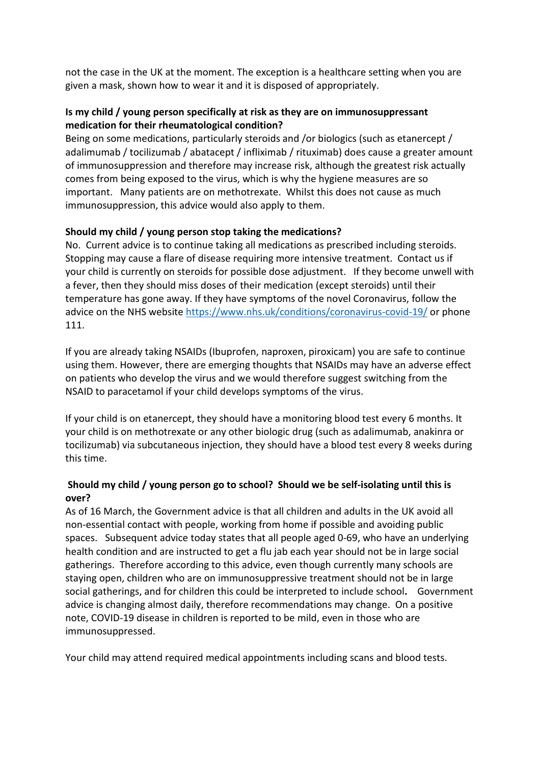not the case in the UK at the moment. The exception is a healthcare setting when you are given a mask, shown how to wear it and it is disposed of appropriately.

**Is my child / young person specifically at risk as they are on immunosuppressant medication for their rheumatological condition?**

Being on some medications, particularly steroids and /or biologics (such as etanercept / adalimumab / tocilizumab / abatacept / infliximab / rituximab) does cause a greater amount of immunosuppression and therefore may increase risk, although the greatest risk actually comes from being exposed to the virus, which is why the hygiene measures are so important. Many patients are on methotrexate. Whilst this does not cause as much immunosuppression, this advice would also apply to them.

**Should my child / young person stop taking the medications?**

No. Current advice is to continue taking all medications as prescribed including steroids. Stopping may cause a flare of disease requiring more intensive treatment. Contact us if your child is currently on steroids for possible dose adjustment. If they become unwell with a fever, then they should miss doses of their medication (except steroids) until their temperature has gone away. If they have symptoms of the novel Coronavirus, follow the advice on the NHS website https://www.nhs.uk/conditions/coronavirus-covid-19/ or phone 111.

If you are already taking NSAIDs (Ibuprofen, naproxen, piroxicam) you are safe to continue using them. However, there are emerging thoughts that NSAIDs may have an adverse effect on patients who develop the virus and we would therefore suggest switching from the NSAID to paracetamol if your child develops symptoms of the virus.

If your child is on etanercept, they should have a monitoring blood test every 6 months. It your child is on methotrexate or any other biologic drug (such as adalimumab, anakinra or tocilizumab) via subcutaneous injection, they should have a blood test every 8 weeks during this time.

**Should my child / young person go to school? Should we be self-isolating until this is over?**

As of 16 March, the Government advice is that all children and adults in the UK avoid all non-essential contact with people, working from home if possible and avoiding public spaces. Subsequent advice today states that all people aged 0-69, who have an underlying health condition and are instructed to get a flu jab each year should not be in large social gatherings. Therefore according to this advice, even though currently many schools are staying open, children who are on immunosuppressive treatment should not be in large social gatherings, and for children this could be interpreted to include school**.** Government advice is changing almost daily, therefore recommendations may change. On a positive note, COVID-19 disease in children is reported to be mild, even in those who are immunosuppressed.

Your child may attend required medical appointments including scans and blood tests.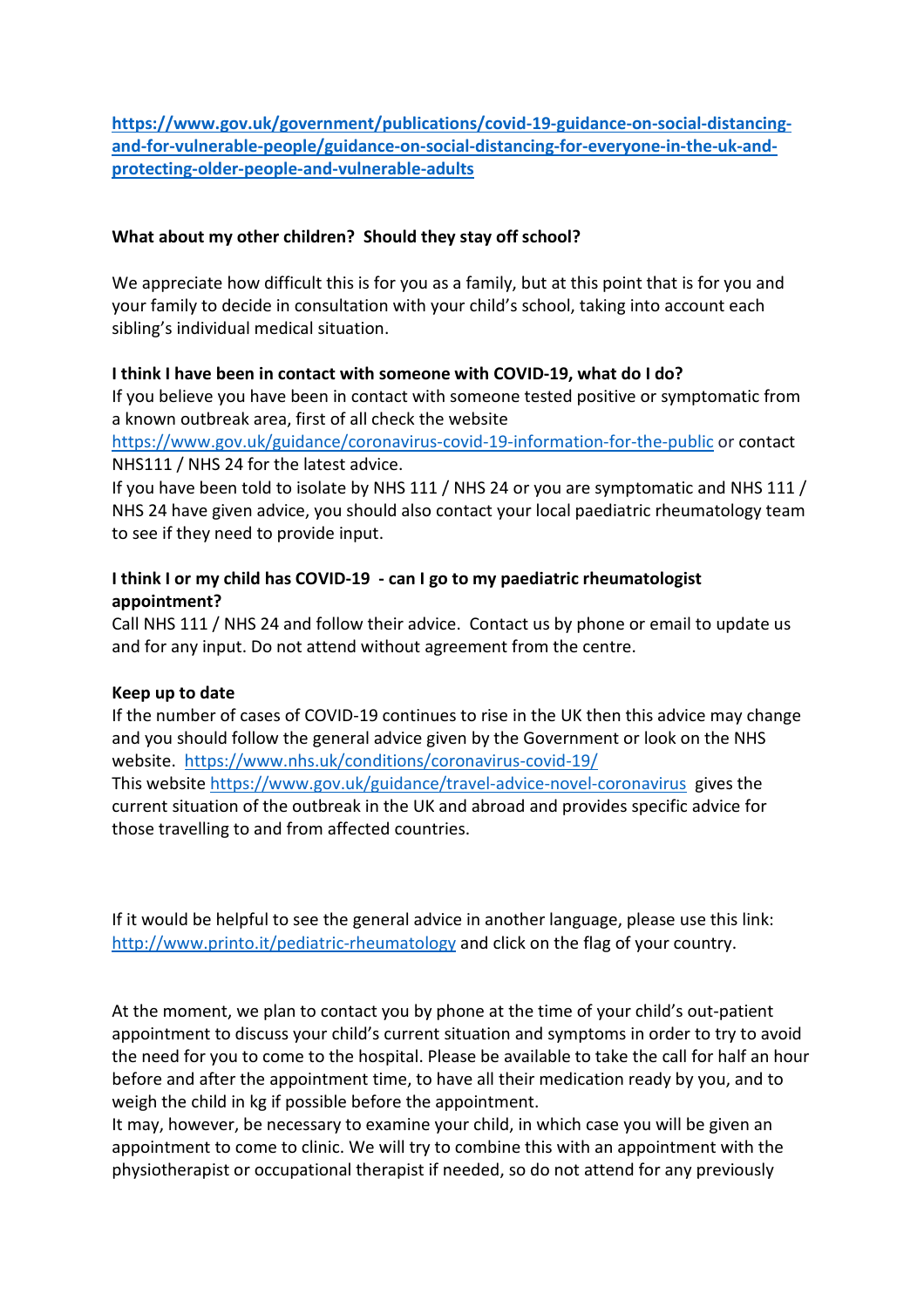**https://www.gov.uk/government/publications/covid-19-guidance-on-social-distancing-and-for-vulnerable-people/guidance-on-social-distancing-for-everyone-in-the-uk-and-protecting-older-people-and-vulnerable-adults**

**What about my other children? Should they stay off school?**

We appreciate how difficult this is for you as a family, but at this point that is for you and your family to decide in consultation with your child's school, taking into account each sibling's individual medical situation.

**I think I have been in contact with someone with COVID-19, what do I do?**

If you believe you have been in contact with someone tested positive or symptomatic from a known outbreak area, first of all check the website https://www.gov.uk/guidance/coronavirus-covid-19-information-for-the-public or contact NHS111 / NHS 24 for the latest advice.

If you have been told to isolate by NHS 111 / NHS 24 or you are symptomatic and NHS 111 / NHS 24 have given advice, you should also contact your local paediatric rheumatology team to see if they need to provide input.

**I think I or my child has COVID-19 - can I go to my paediatric rheumatologist appointment?**

Call NHS 111 / NHS 24 and follow their advice. Contact us by phone or email to update us and for any input. Do not attend without agreement from the centre.

**Keep up to date**

If the number of cases of COVID-19 continues to rise in the UK then this advice may change and you should follow the general advice given by the Government or look on the NHS website. https://www.nhs.uk/conditions/coronavirus-covid-19/

This website https://www.gov.uk/guidance/travel-advice-novel-coronavirus gives the current situation of the outbreak in the UK and abroad and provides specific advice for those travelling to and from affected countries.

If it would be helpful to see the general advice in another language, please use this link: http://www.printo.it/pediatric-rheumatology and click on the flag of your country.

At the moment, we plan to contact you by phone at the time of your child's out-patient appointment to discuss your child's current situation and symptoms in order to try to avoid the need for you to come to the hospital. Please be available to take the call for half an hour before and after the appointment time, to have all their medication ready by you, and to weigh the child in kg if possible before the appointment.

It may, however, be necessary to examine your child, in which case you will be given an appointment to come to clinic. We will try to combine this with an appointment with the physiotherapist or occupational therapist if needed, so do not attend for any previously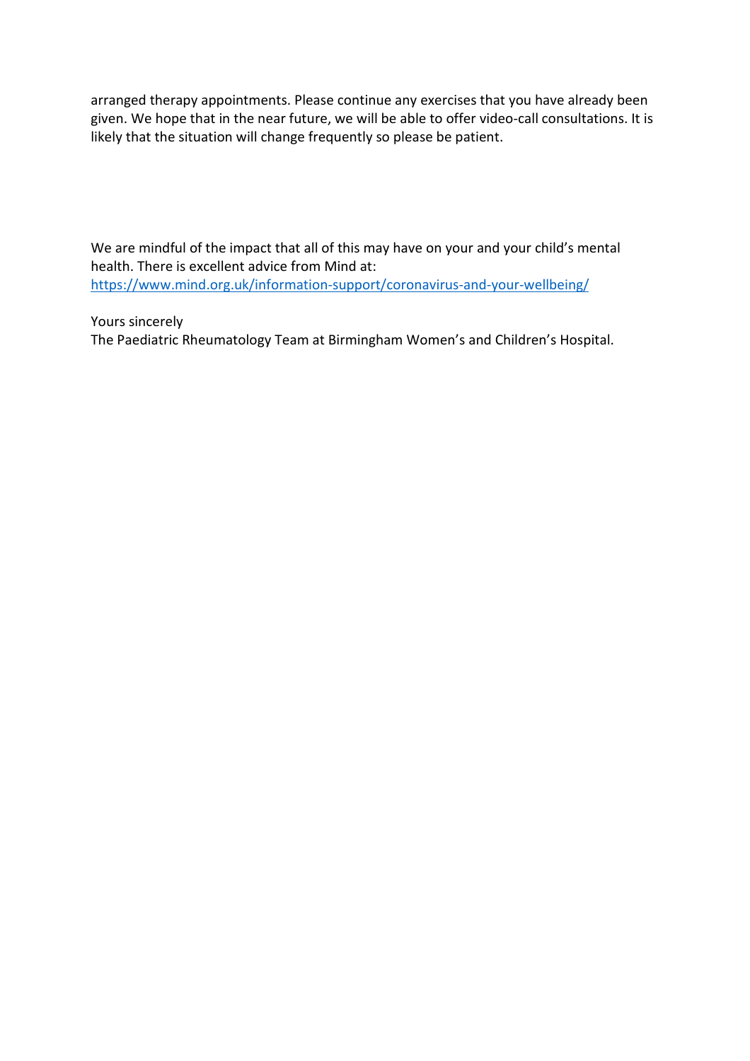arranged therapy appointments. Please continue any exercises that you have already been given. We hope that in the near future, we will be able to offer video-call consultations. It is likely that the situation will change frequently so please be patient.

We are mindful of the impact that all of this may have on your and your child's mental health. There is excellent advice from Mind at:
[https://www.mind.org.uk/information-support/coronavirus-and-your-wellbeing/](https://www.mind.org.uk/information-support/coronavirus-and-your-wellbeing/)

Yours sincerely
The Paediatric Rheumatology Team at Birmingham Women's and Children's Hospital.